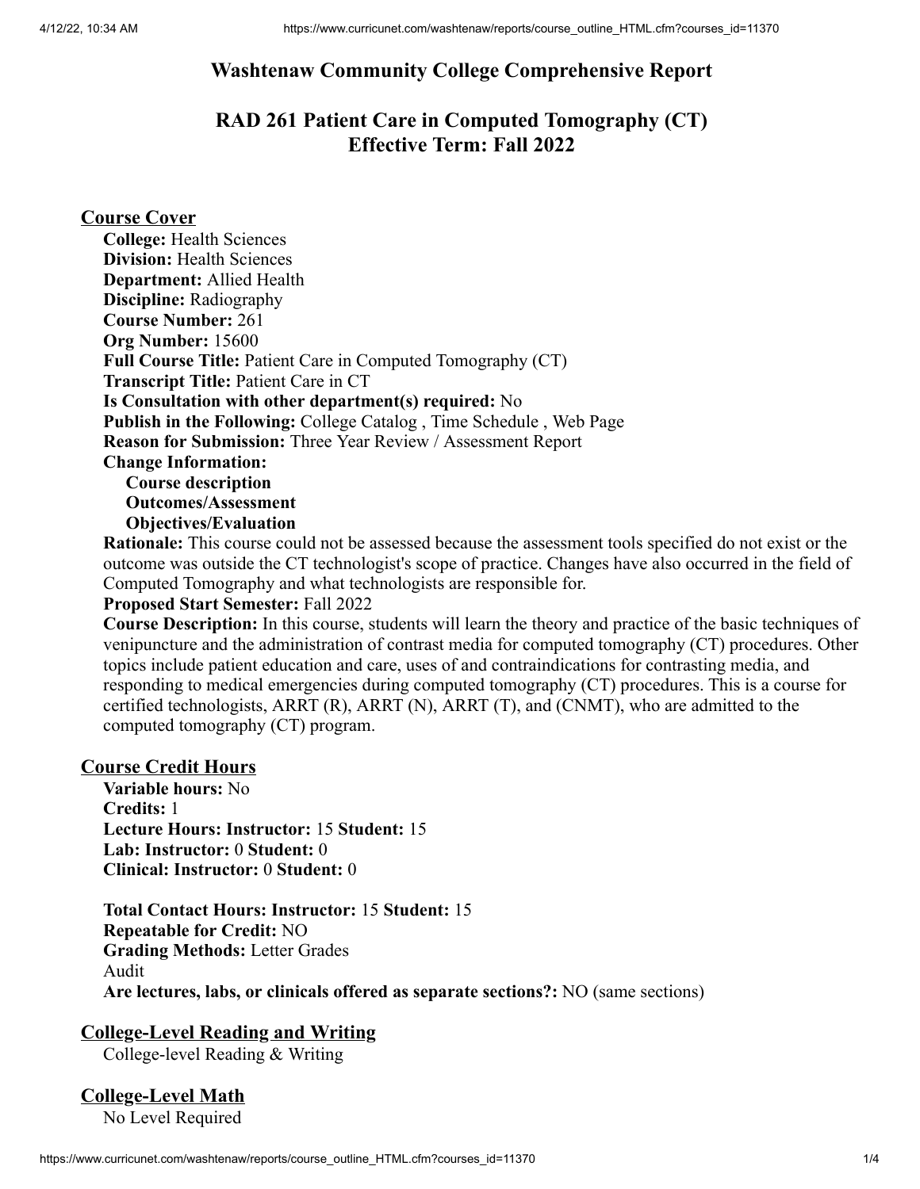# Washtenaw Community College Comprehensive Report

## RAD 261 Patient Care in Computed Tomography (CT)
## Effective Term: Fall 2022

### Course Cover

**College:** Health Sciences
**Division:** Health Sciences
**Department:** Allied Health
**Discipline:** Radiography
**Course Number:** 261
**Org Number:** 15600
**Full Course Title:** Patient Care in Computed Tomography (CT)
**Transcript Title:** Patient Care in CT
**Is Consultation with other department(s) required:** No
**Publish in the Following:** College Catalog , Time Schedule , Web Page
**Reason for Submission:** Three Year Review / Assessment Report
**Change Information:**
**Course description**
**Outcomes/Assessment**
**Objectives/Evaluation**
**Rationale:** This course could not be assessed because the assessment tools specified do not exist or the outcome was outside the CT technologist's scope of practice. Changes have also occurred in the field of Computed Tomography and what technologists are responsible for.
**Proposed Start Semester:** Fall 2022
**Course Description:** In this course, students will learn the theory and practice of the basic techniques of venipuncture and the administration of contrast media for computed tomography (CT) procedures. Other topics include patient education and care, uses of and contraindications for contrasting media, and responding to medical emergencies during computed tomography (CT) procedures. This is a course for certified technologists, ARRT (R), ARRT (N), ARRT (T), and (CNMT), who are admitted to the computed tomography (CT) program.

### Course Credit Hours

**Variable hours:** No
**Credits:** 1
**Lecture Hours: Instructor:** 15 **Student:** 15
**Lab: Instructor:** 0 **Student:** 0
**Clinical: Instructor:** 0 **Student:** 0

**Total Contact Hours: Instructor:** 15 **Student:** 15
**Repeatable for Credit:** NO
**Grading Methods:** Letter Grades
Audit
**Are lectures, labs, or clinicals offered as separate sections?:** NO (same sections)

### College-Level Reading and Writing

College-level Reading & Writing

### College-Level Math

No Level Required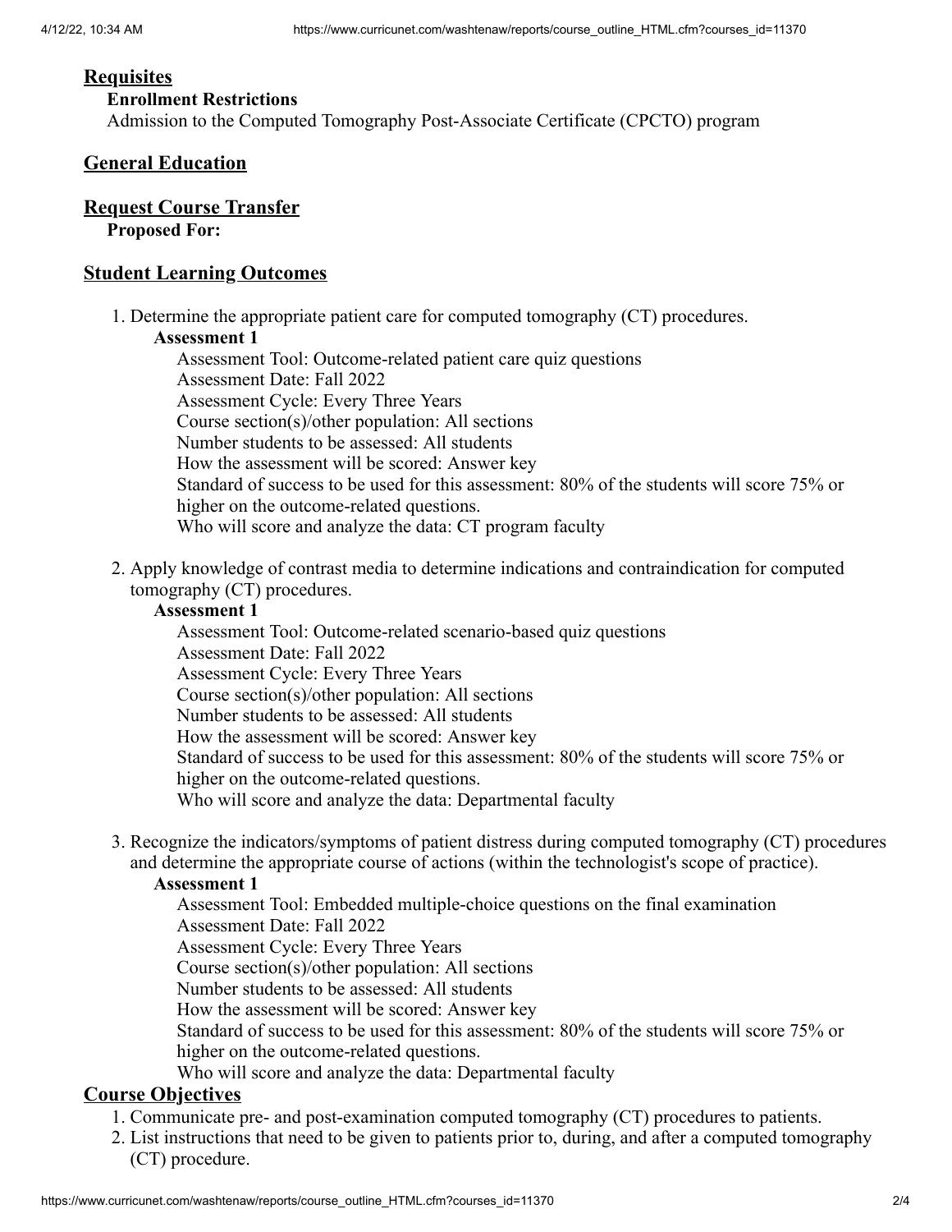## Requisites

**Enrollment Restrictions**

Admission to the Computed Tomography Post-Associate Certificate (CPCTO) program

## General Education

## Request Course Transfer

**Proposed For:**

## Student Learning Outcomes

1. Determine the appropriate patient care for computed tomography (CT) procedures.

   **Assessment 1**

   Assessment Tool: Outcome-related patient care quiz questions
   Assessment Date: Fall 2022
   Assessment Cycle: Every Three Years
   Course section(s)/other population: All sections
   Number students to be assessed: All students
   How the assessment will be scored: Answer key
   Standard of success to be used for this assessment: 80% of the students will score 75% or higher on the outcome-related questions.
   Who will score and analyze the data: CT program faculty

2. Apply knowledge of contrast media to determine indications and contraindication for computed tomography (CT) procedures.

   **Assessment 1**

   Assessment Tool: Outcome-related scenario-based quiz questions
   Assessment Date: Fall 2022
   Assessment Cycle: Every Three Years
   Course section(s)/other population: All sections
   Number students to be assessed: All students
   How the assessment will be scored: Answer key
   Standard of success to be used for this assessment: 80% of the students will score 75% or higher on the outcome-related questions.
   Who will score and analyze the data: Departmental faculty

3. Recognize the indicators/symptoms of patient distress during computed tomography (CT) procedures and determine the appropriate course of actions (within the technologist's scope of practice).

   **Assessment 1**

   Assessment Tool: Embedded multiple-choice questions on the final examination
   Assessment Date: Fall 2022
   Assessment Cycle: Every Three Years
   Course section(s)/other population: All sections
   Number students to be assessed: All students
   How the assessment will be scored: Answer key
   Standard of success to be used for this assessment: 80% of the students will score 75% or higher on the outcome-related questions.
   Who will score and analyze the data: Departmental faculty

## Course Objectives

1. Communicate pre- and post-examination computed tomography (CT) procedures to patients.
2. List instructions that need to be given to patients prior to, during, and after a computed tomography (CT) procedure.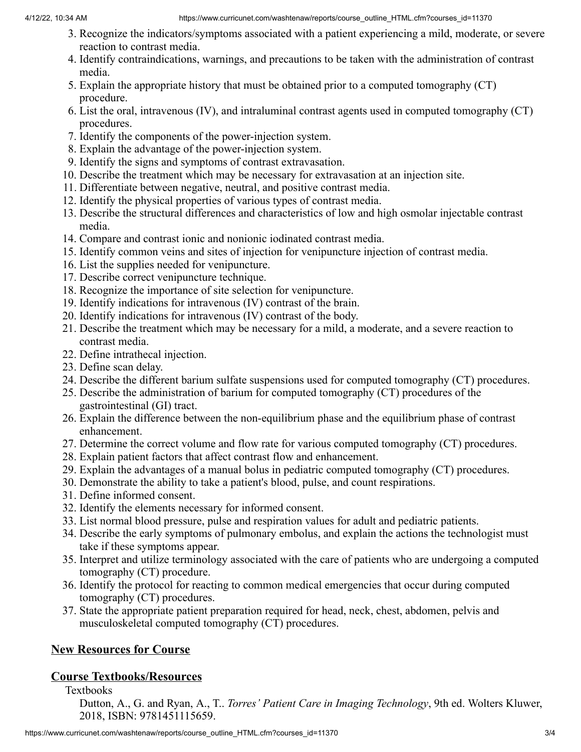3. Recognize the indicators/symptoms associated with a patient experiencing a mild, moderate, or severe reaction to contrast media.
4. Identify contraindications, warnings, and precautions to be taken with the administration of contrast media.
5. Explain the appropriate history that must be obtained prior to a computed tomography (CT) procedure.
6. List the oral, intravenous (IV), and intraluminal contrast agents used in computed tomography (CT) procedures.
7. Identify the components of the power-injection system.
8. Explain the advantage of the power-injection system.
9. Identify the signs and symptoms of contrast extravasation.
10. Describe the treatment which may be necessary for extravasation at an injection site.
11. Differentiate between negative, neutral, and positive contrast media.
12. Identify the physical properties of various types of contrast media.
13. Describe the structural differences and characteristics of low and high osmolar injectable contrast media.
14. Compare and contrast ionic and nonionic iodinated contrast media.
15. Identify common veins and sites of injection for venipuncture injection of contrast media.
16. List the supplies needed for venipuncture.
17. Describe correct venipuncture technique.
18. Recognize the importance of site selection for venipuncture.
19. Identify indications for intravenous (IV) contrast of the brain.
20. Identify indications for intravenous (IV) contrast of the body.
21. Describe the treatment which may be necessary for a mild, a moderate, and a severe reaction to contrast media.
22. Define intrathecal injection.
23. Define scan delay.
24. Describe the different barium sulfate suspensions used for computed tomography (CT) procedures.
25. Describe the administration of barium for computed tomography (CT) procedures of the gastrointestinal (GI) tract.
26. Explain the difference between the non-equilibrium phase and the equilibrium phase of contrast enhancement.
27. Determine the correct volume and flow rate for various computed tomography (CT) procedures.
28. Explain patient factors that affect contrast flow and enhancement.
29. Explain the advantages of a manual bolus in pediatric computed tomography (CT) procedures.
30. Demonstrate the ability to take a patient's blood, pulse, and count respirations.
31. Define informed consent.
32. Identify the elements necessary for informed consent.
33. List normal blood pressure, pulse and respiration values for adult and pediatric patients.
34. Describe the early symptoms of pulmonary embolus, and explain the actions the technologist must take if these symptoms appear.
35. Interpret and utilize terminology associated with the care of patients who are undergoing a computed tomography (CT) procedure.
36. Identify the protocol for reacting to common medical emergencies that occur during computed tomography (CT) procedures.
37. State the appropriate patient preparation required for head, neck, chest, abdomen, pelvis and musculoskeletal computed tomography (CT) procedures.

## New Resources for Course

## Course Textbooks/Resources

Textbooks

Dutton, A., G. and Ryan, A., T.. *Torres' Patient Care in Imaging Technology*, 9th ed. Wolters Kluwer, 2018, ISBN: 9781451115659.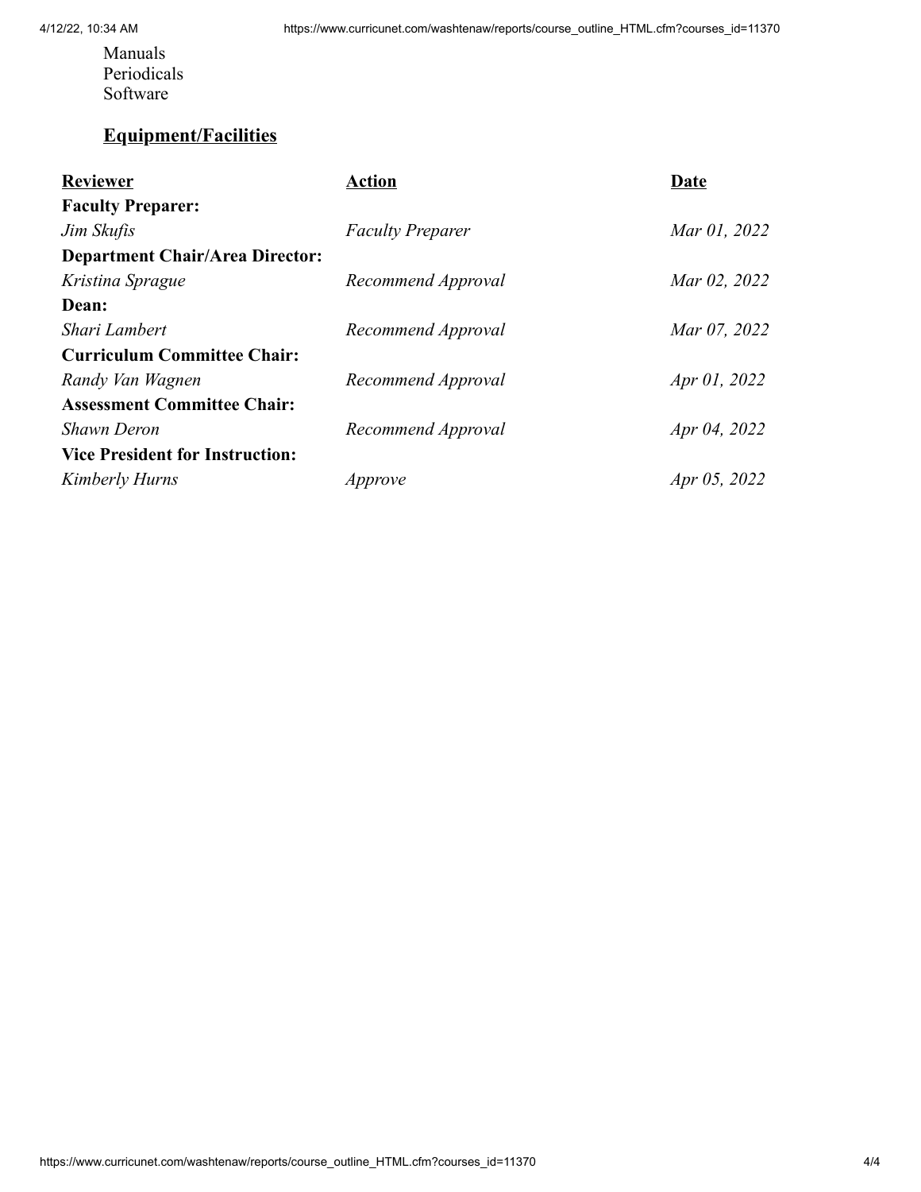Manuals
Periodicals
Software

## Equipment/Facilities

| Reviewer | Action | Date |
|---|---|---|
| **Faculty Preparer:** | | |
| *Jim Skufis* | *Faculty Preparer* | *Mar 01, 2022* |
| **Department Chair/Area Director:** | | |
| *Kristina Sprague* | *Recommend Approval* | *Mar 02, 2022* |
| **Dean:** | | |
| *Shari Lambert* | *Recommend Approval* | *Mar 07, 2022* |
| **Curriculum Committee Chair:** | | |
| *Randy Van Wagnen* | *Recommend Approval* | *Apr 01, 2022* |
| **Assessment Committee Chair:** | | |
| *Shawn Deron* | *Recommend Approval* | *Apr 04, 2022* |
| **Vice President for Instruction:** | | |
| *Kimberly Hurns* | *Approve* | *Apr 05, 2022* |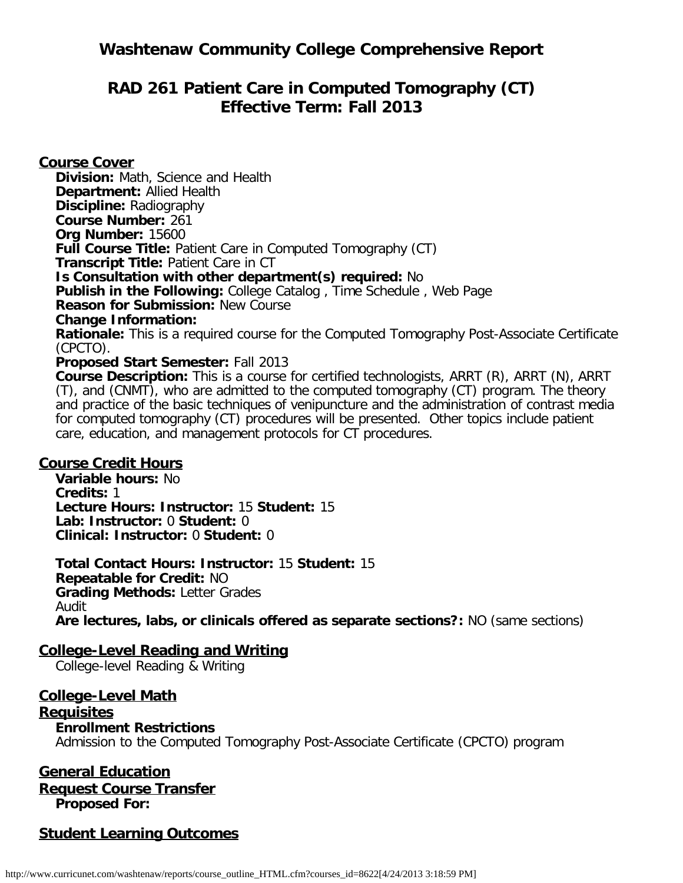# Washtenaw Community College Comprehensive Report

## RAD 261 Patient Care in Computed Tomography (CT) Effective Term: Fall 2013

### Course Cover

**Division:** Math, Science and Health
**Department:** Allied Health
**Discipline:** Radiography
**Course Number:** 261
**Org Number:** 15600
**Full Course Title:** Patient Care in Computed Tomography (CT)
**Transcript Title:** Patient Care in CT
**Is Consultation with other department(s) required:** No
**Publish in the Following:** College Catalog , Time Schedule , Web Page
**Reason for Submission:** New Course
**Change Information:**
**Rationale:** This is a required course for the Computed Tomography Post-Associate Certificate (CPCTO).
**Proposed Start Semester:** Fall 2013
**Course Description:** This is a course for certified technologists, ARRT (R), ARRT (N), ARRT (T), and (CNMT), who are admitted to the computed tomography (CT) program. The theory and practice of the basic techniques of venipuncture and the administration of contrast media for computed tomography (CT) procedures will be presented. Other topics include patient care, education, and management protocols for CT procedures.

### Course Credit Hours

**Variable hours:** No
**Credits:** 1
**Lecture Hours: Instructor:** 15 **Student:** 15
**Lab: Instructor:** 0 **Student:** 0
**Clinical: Instructor:** 0 **Student:** 0

**Total Contact Hours: Instructor:** 15 **Student:** 15
**Repeatable for Credit:** NO
**Grading Methods:** Letter Grades
Audit
**Are lectures, labs, or clinicals offered as separate sections?:** NO (same sections)

### College-Level Reading and Writing

College-level Reading & Writing

### College-Level Math

### Requisites

**Enrollment Restrictions**
Admission to the Computed Tomography Post-Associate Certificate (CPCTO) program

### General Education

### Request Course Transfer

**Proposed For:**

### Student Learning Outcomes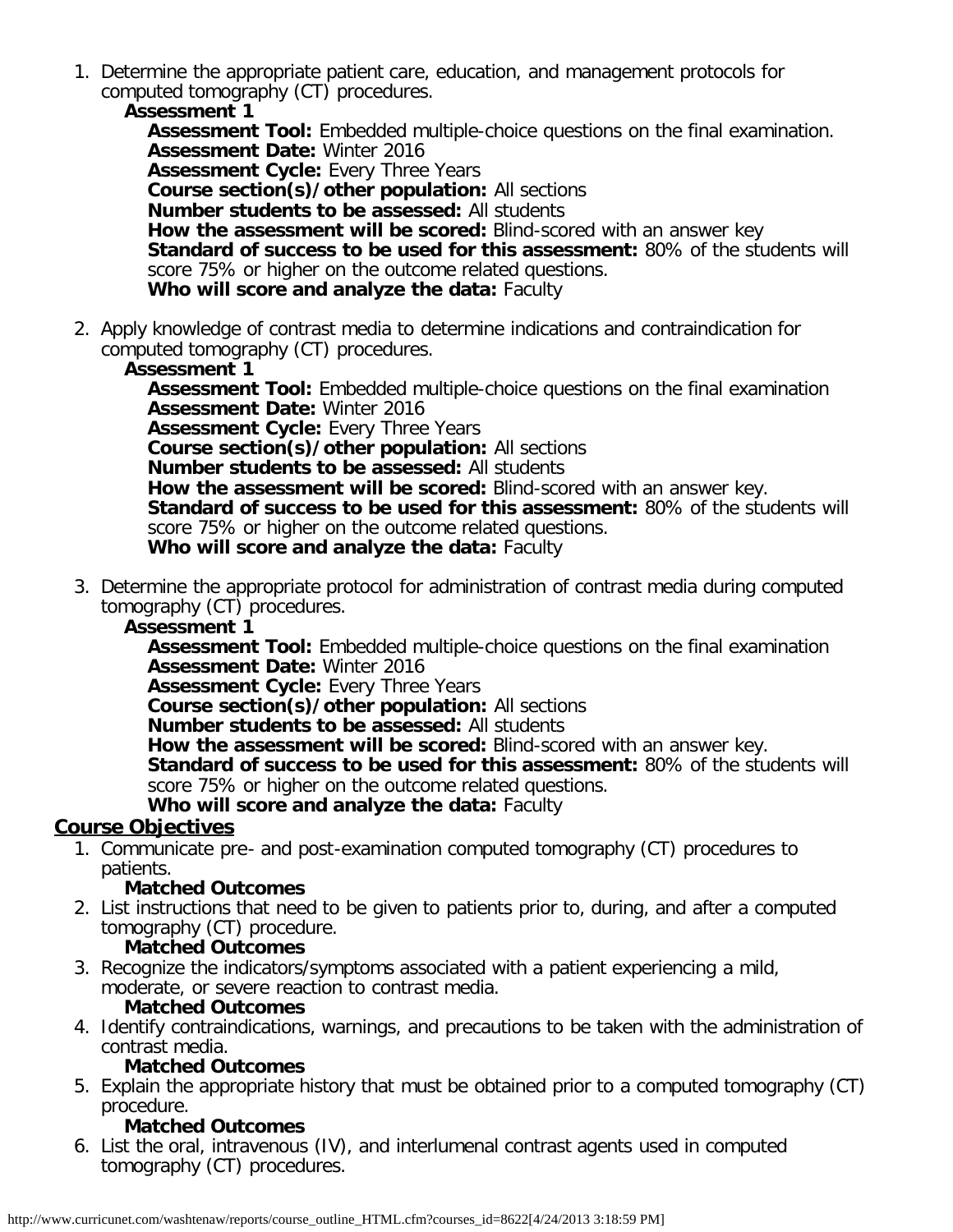1. Determine the appropriate patient care, education, and management protocols for computed tomography (CT) procedures.
   **Assessment 1**
   **Assessment Tool:** Embedded multiple-choice questions on the final examination.
   **Assessment Date:** Winter 2016
   **Assessment Cycle:** Every Three Years
   **Course section(s)/other population:** All sections
   **Number students to be assessed:** All students
   **How the assessment will be scored:** Blind-scored with an answer key
   **Standard of success to be used for this assessment:** 80% of the students will score 75% or higher on the outcome related questions.
   **Who will score and analyze the data:** Faculty

2. Apply knowledge of contrast media to determine indications and contraindication for computed tomography (CT) procedures.
   **Assessment 1**
   **Assessment Tool:** Embedded multiple-choice questions on the final examination
   **Assessment Date:** Winter 2016
   **Assessment Cycle:** Every Three Years
   **Course section(s)/other population:** All sections
   **Number students to be assessed:** All students
   **How the assessment will be scored:** Blind-scored with an answer key.
   **Standard of success to be used for this assessment:** 80% of the students will score 75% or higher on the outcome related questions.
   **Who will score and analyze the data:** Faculty

3. Determine the appropriate protocol for administration of contrast media during computed tomography (CT) procedures.
   **Assessment 1**
   **Assessment Tool:** Embedded multiple-choice questions on the final examination
   **Assessment Date:** Winter 2016
   **Assessment Cycle:** Every Three Years
   **Course section(s)/other population:** All sections
   **Number students to be assessed:** All students
   **How the assessment will be scored:** Blind-scored with an answer key.
   **Standard of success to be used for this assessment:** 80% of the students will score 75% or higher on the outcome related questions.
   **Who will score and analyze the data:** Faculty

## Course Objectives

1. Communicate pre- and post-examination computed tomography (CT) procedures to patients.
   **Matched Outcomes**
2. List instructions that need to be given to patients prior to, during, and after a computed tomography (CT) procedure.
   **Matched Outcomes**
3. Recognize the indicators/symptoms associated with a patient experiencing a mild, moderate, or severe reaction to contrast media.
   **Matched Outcomes**
4. Identify contraindications, warnings, and precautions to be taken with the administration of contrast media.
   **Matched Outcomes**
5. Explain the appropriate history that must be obtained prior to a computed tomography (CT) procedure.
   **Matched Outcomes**
6. List the oral, intravenous (IV), and interlumenal contrast agents used in computed tomography (CT) procedures.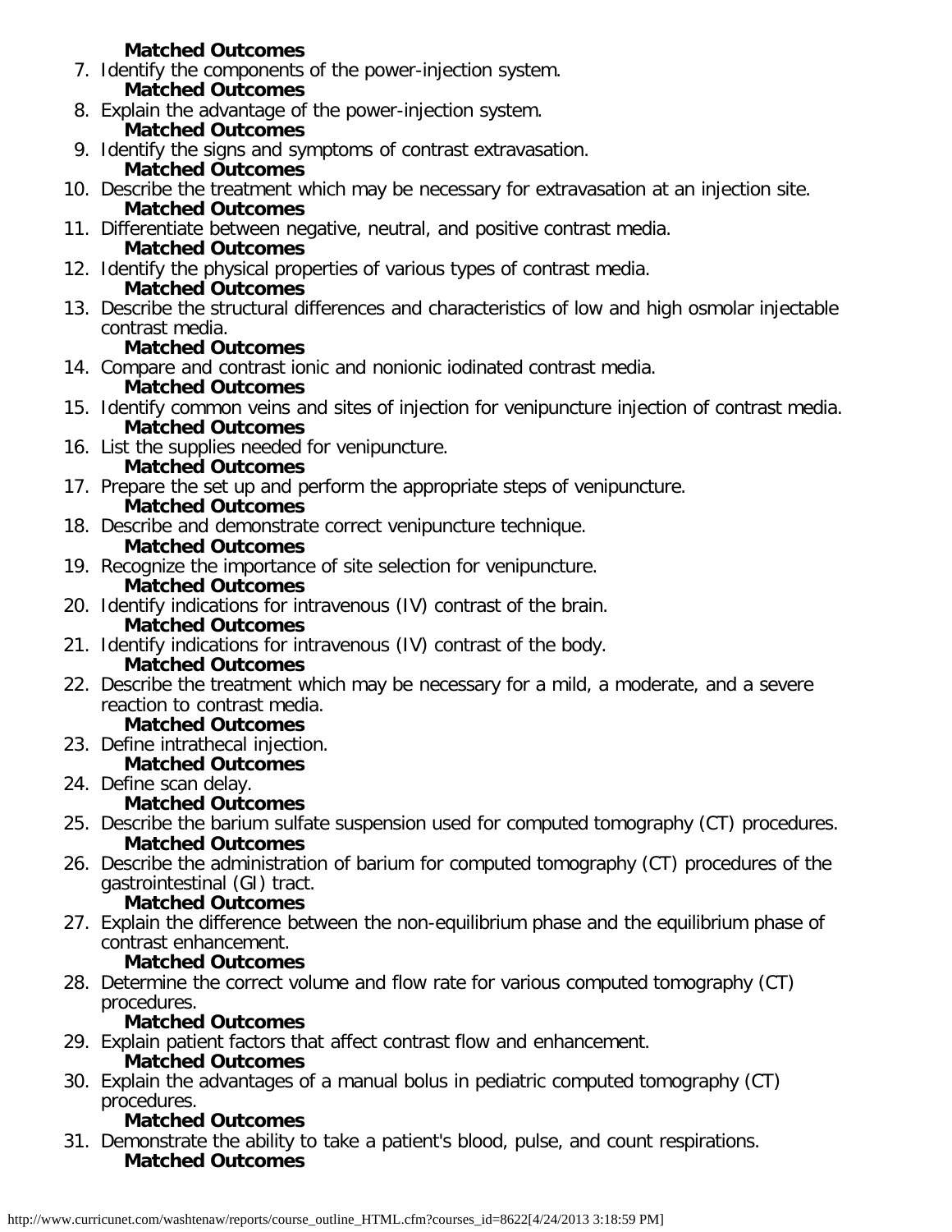**Matched Outcomes**

7. Identify the components of the power-injection system.
   **Matched Outcomes**
8. Explain the advantage of the power-injection system.
   **Matched Outcomes**
9. Identify the signs and symptoms of contrast extravasation.
   **Matched Outcomes**
10. Describe the treatment which may be necessary for extravasation at an injection site.
    **Matched Outcomes**
11. Differentiate between negative, neutral, and positive contrast media.
    **Matched Outcomes**
12. Identify the physical properties of various types of contrast media.
    **Matched Outcomes**
13. Describe the structural differences and characteristics of low and high osmolar injectable contrast media.
    **Matched Outcomes**
14. Compare and contrast ionic and nonionic iodinated contrast media.
    **Matched Outcomes**
15. Identify common veins and sites of injection for venipuncture injection of contrast media.
    **Matched Outcomes**
16. List the supplies needed for venipuncture.
    **Matched Outcomes**
17. Prepare the set up and perform the appropriate steps of venipuncture.
    **Matched Outcomes**
18. Describe and demonstrate correct venipuncture technique.
    **Matched Outcomes**
19. Recognize the importance of site selection for venipuncture.
    **Matched Outcomes**
20. Identify indications for intravenous (IV) contrast of the brain.
    **Matched Outcomes**
21. Identify indications for intravenous (IV) contrast of the body.
    **Matched Outcomes**
22. Describe the treatment which may be necessary for a mild, a moderate, and a severe reaction to contrast media.
    **Matched Outcomes**
23. Define intrathecal injection.
    **Matched Outcomes**
24. Define scan delay.
    **Matched Outcomes**
25. Describe the barium sulfate suspension used for computed tomography (CT) procedures.
    **Matched Outcomes**
26. Describe the administration of barium for computed tomography (CT) procedures of the gastrointestinal (GI) tract.
    **Matched Outcomes**
27. Explain the difference between the non-equilibrium phase and the equilibrium phase of contrast enhancement.
    **Matched Outcomes**
28. Determine the correct volume and flow rate for various computed tomography (CT) procedures.
    **Matched Outcomes**
29. Explain patient factors that affect contrast flow and enhancement.
    **Matched Outcomes**
30. Explain the advantages of a manual bolus in pediatric computed tomography (CT) procedures.
    **Matched Outcomes**
31. Demonstrate the ability to take a patient's blood, pulse, and count respirations.
    **Matched Outcomes**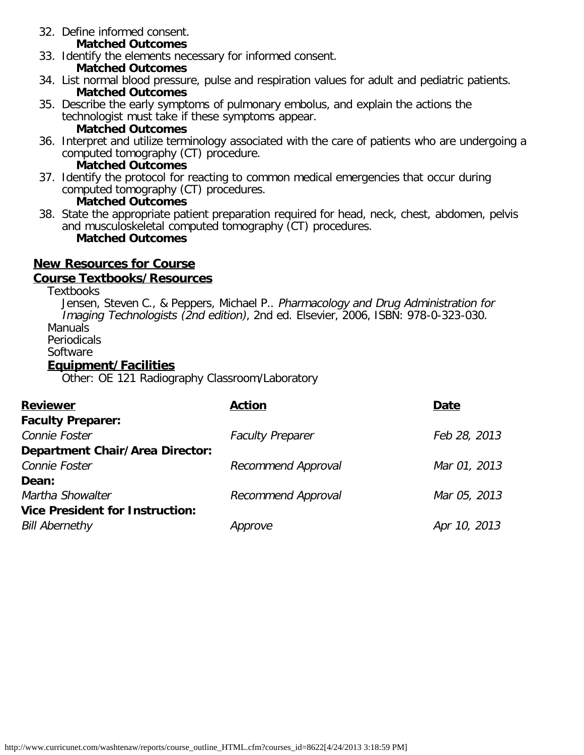32. Define informed consent.
    **Matched Outcomes**
33. Identify the elements necessary for informed consent.
    **Matched Outcomes**
34. List normal blood pressure, pulse and respiration values for adult and pediatric patients.
    **Matched Outcomes**
35. Describe the early symptoms of pulmonary embolus, and explain the actions the technologist must take if these symptoms appear.
    **Matched Outcomes**
36. Interpret and utilize terminology associated with the care of patients who are undergoing a computed tomography (CT) procedure.
    **Matched Outcomes**
37. Identify the protocol for reacting to common medical emergencies that occur during computed tomography (CT) procedures.
    **Matched Outcomes**
38. State the appropriate patient preparation required for head, neck, chest, abdomen, pelvis and musculoskeletal computed tomography (CT) procedures.
    **Matched Outcomes**

## New Resources for Course

## Course Textbooks/Resources

Textbooks

Jensen, Steven C., & Peppers, Michael P.. *Pharmacology and Drug Administration for Imaging Technologists (2nd edition)*, 2nd ed. Elsevier, 2006, ISBN: 978-0-323-030.

Manuals

Periodicals

Software

### Equipment/Facilities

Other: OE 121 Radiography Classroom/Laboratory

| Reviewer | Action | Date |
|---|---|---|
| **Faculty Preparer:** | | |
| *Connie Foster* | *Faculty Preparer* | *Feb 28, 2013* |
| **Department Chair/Area Director:** | | |
| *Connie Foster* | *Recommend Approval* | *Mar 01, 2013* |
| **Dean:** | | |
| *Martha Showalter* | *Recommend Approval* | *Mar 05, 2013* |
| **Vice President for Instruction:** | | |
| *Bill Abernethy* | *Approve* | *Apr 10, 2013* |